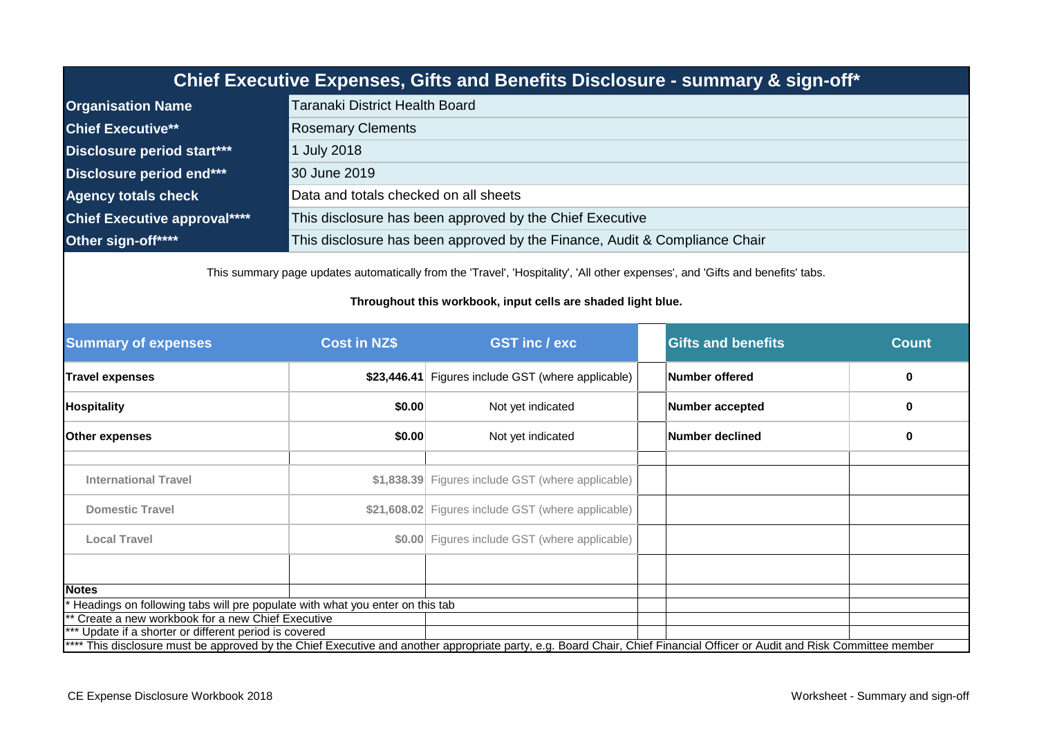# Chief Executive Expenses, Gifts and Benefits Disclosure - summary & sign-off*

| | |
|---|---|
| **Organisation Name** | Taranaki District Health Board |
| **Chief Executive**** | Rosemary Clements |
| **Disclosure period start***** | 1 July 2018 |
| **Disclosure period end***** | 30 June 2019 |
| **Agency totals check** | Data and totals checked on all sheets |
| **Chief Executive approval****** | This disclosure has been approved by the Chief Executive |
| **Other sign-off****** | This disclosure has been approved by the Finance, Audit & Compliance Chair |

This summary page updates automatically from the 'Travel', 'Hospitality', 'All other expenses', and 'Gifts and benefits' tabs.

**Throughout this workbook, input cells are shaded light blue.**

| Summary of expenses | Cost in NZ$ | GST inc / exc | | Gifts and benefits | Count |
|---|---|---|---|---|---|
| **Travel expenses** | **$23,446.41** | Figures include GST (where applicable) | | **Number offered** | **0** |
| **Hospitality** | **$0.00** | Not yet indicated | | **Number accepted** | **0** |
| **Other expenses** | **$0.00** | Not yet indicated | | **Number declined** | **0** |
| | | | | | |
| International Travel | $1,838.39 | Figures include GST (where applicable) | | | |
| Domestic Travel | $21,608.02 | Figures include GST (where applicable) | | | |
| Local Travel | $0.00 | Figures include GST (where applicable) | | | |

**Notes**

* Headings on following tabs will pre populate with what you enter on this tab

** Create a new workbook for a new Chief Executive

*** Update if a shorter or different period is covered

**** This disclosure must be approved by the Chief Executive and another appropriate party, e.g. Board Chair, Chief Financial Officer or Audit and Risk Committee member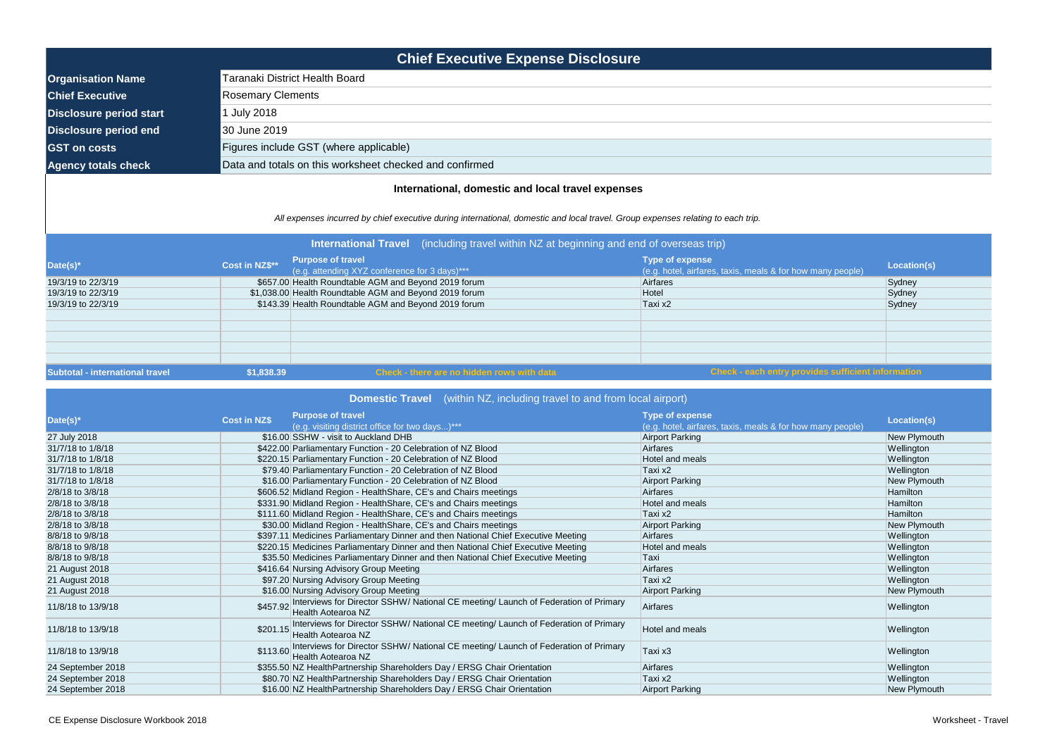## Chief Executive Expense Disclosure

| | |
|---|---|
| **Organisation Name** | Taranaki District Health Board |
| **Chief Executive** | Rosemary Clements |
| **Disclosure period start** | 1 July 2018 |
| **Disclosure period end** | 30 June 2019 |
| **GST on costs** | Figures include GST (where applicable) |
| **Agency totals check** | Data and totals on this worksheet checked and confirmed |

### International, domestic and local travel expenses

*All expenses incurred by chief executive during international, domestic and local travel. Group expenses relating to each trip.*

**International Travel** (including travel within NZ at beginning and end of overseas trip)

| Date(s)* | Cost in NZ$** | Purpose of travel (e.g. attending XYZ conference for 3 days)*** | Type of expense (e.g. hotel, airfares, taxis, meals & for how many people) | Location(s) |
|---|---|---|---|---|
| 19/3/19 to 22/3/19 | $657.00 | Health Roundtable AGM and Beyond 2019 forum | Airfares | Sydney |
| 19/3/19 to 22/3/19 | $1,038.00 | Health Roundtable AGM and Beyond 2019 forum | Hotel | Sydney |
| 19/3/19 to 22/3/19 | $143.39 | Health Roundtable AGM and Beyond 2019 forum | Taxi x2 | Sydney |
| | | | | |
| | | | | |
| | | | | |
| | | | | |
| | | | | |
| **Subtotal - international travel** | **$1,838.39** | Check - there are no hidden rows with data | Check - each entry provides sufficient information | |

**Domestic Travel** (within NZ, including travel to and from local airport)

| Date(s)* | Cost in NZ$ | Purpose of travel (e.g. visiting district office for two days...)*** | Type of expense (e.g. hotel, airfares, taxis, meals & for how many people) | Location(s) |
|---|---|---|---|---|
| 27 July 2018 | $16.00 | SSHW - visit to Auckland DHB | Airport Parking | New Plymouth |
| 31/7/18 to 1/8/18 | $422.00 | Parliamentary Function - 20 Celebration of NZ Blood | Airfares | Wellington |
| 31/7/18 to 1/8/18 | $220.15 | Parliamentary Function - 20 Celebration of NZ Blood | Hotel and meals | Wellington |
| 31/7/18 to 1/8/18 | $79.40 | Parliamentary Function - 20 Celebration of NZ Blood | Taxi x2 | Wellington |
| 31/7/18 to 1/8/18 | $16.00 | Parliamentary Function - 20 Celebration of NZ Blood | Airport Parking | New Plymouth |
| 2/8/18 to 3/8/18 | $606.52 | Midland Region - HealthShare, CE's and Chairs meetings | Airfares | Hamilton |
| 2/8/18 to 3/8/18 | $331.90 | Midland Region - HealthShare, CE's and Chairs meetings | Hotel and meals | Hamilton |
| 2/8/18 to 3/8/18 | $111.60 | Midland Region - HealthShare, CE's and Chairs meetings | Taxi x2 | Hamilton |
| 2/8/18 to 3/8/18 | $30.00 | Midland Region - HealthShare, CE's and Chairs meetings | Airport Parking | New Plymouth |
| 8/8/18 to 9/8/18 | $397.11 | Medicines Parliamentary Dinner and then National Chief Executive Meeting | Airfares | Wellington |
| 8/8/18 to 9/8/18 | $220.15 | Medicines Parliamentary Dinner and then National Chief Executive Meeting | Hotel and meals | Wellington |
| 8/8/18 to 9/8/18 | $35.50 | Medicines Parliamentary Dinner and then National Chief Executive Meeting | Taxi | Wellington |
| 21 August 2018 | $416.64 | Nursing Advisory Group Meeting | Airfares | Wellington |
| 21 August 2018 | $97.20 | Nursing Advisory Group Meeting | Taxi x2 | Wellington |
| 21 August 2018 | $16.00 | Nursing Advisory Group Meeting | Airport Parking | New Plymouth |
| 11/8/18 to 13/9/18 | $457.92 | Interviews for Director SSHW/ National CE meeting/ Launch of Federation of Primary Health Aotearoa NZ | Airfares | Wellington |
| 11/8/18 to 13/9/18 | $201.15 | Interviews for Director SSHW/ National CE meeting/ Launch of Federation of Primary Health Aotearoa NZ | Hotel and meals | Wellington |
| 11/8/18 to 13/9/18 | $113.60 | Interviews for Director SSHW/ National CE meeting/ Launch of Federation of Primary Health Aotearoa NZ | Taxi x3 | Wellington |
| 24 September 2018 | $355.50 | NZ HealthPartnership Shareholders Day / ERSG Chair Orientation | Airfares | Wellington |
| 24 September 2018 | $80.70 | NZ HealthPartnership Shareholders Day / ERSG Chair Orientation | Taxi x2 | Wellington |
| 24 September 2018 | $16.00 | NZ HealthPartnership Shareholders Day / ERSG Chair Orientation | Airport Parking | New Plymouth |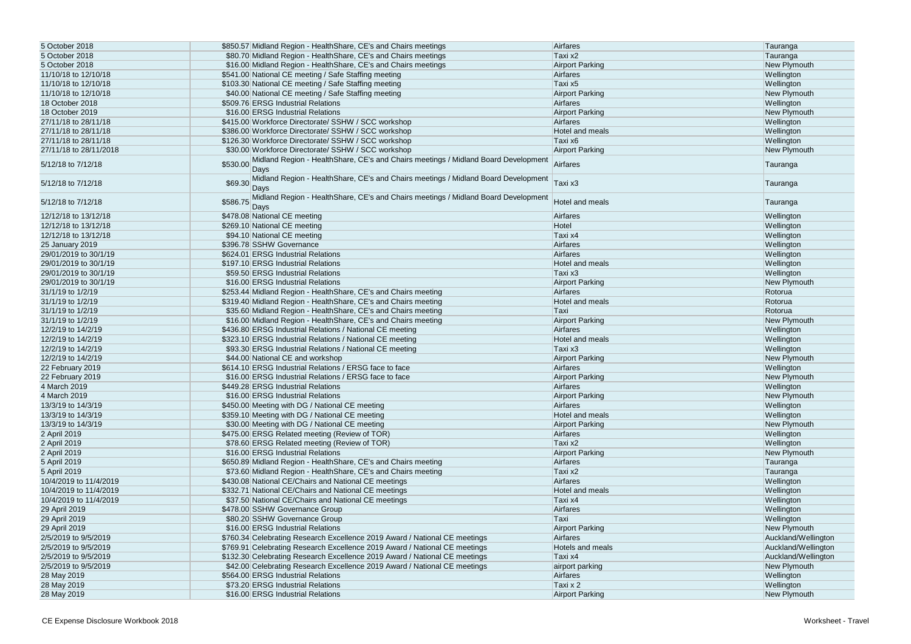| | | | | |
|---|---|---|---|---|
| 5 October 2018 | $850.57 | Midland Region - HealthShare, CE's and Chairs meetings | Airfares | Tauranga |
| 5 October 2018 | $80.70 | Midland Region - HealthShare, CE's and Chairs meetings | Taxi x2 | Tauranga |
| 5 October 2018 | $16.00 | Midland Region - HealthShare, CE's and Chairs meetings | Airport Parking | New Plymouth |
| 11/10/18 to 12/10/18 | $541.00 | National CE meeting / Safe Staffing meeting | Airfares | Wellington |
| 11/10/18 to 12/10/18 | $103.30 | National CE meeting / Safe Staffing meeting | Taxi x5 | Wellington |
| 11/10/18 to 12/10/18 | $40.00 | National CE meeting / Safe Staffing meeting | Airport Parking | New Plymouth |
| 18 October 2018 | $509.76 | ERSG Industrial Relations | Airfares | Wellington |
| 18 October 2019 | $16.00 | ERSG Industrial Relations | Airport Parking | New Plymouth |
| 27/11/18 to 28/11/18 | $415.00 | Workforce Directorate/ SSHW / SCC workshop | Airfares | Wellington |
| 27/11/18 to 28/11/18 | $386.00 | Workforce Directorate/ SSHW / SCC workshop | Hotel and meals | Wellington |
| 27/11/18 to 28/11/18 | $126.30 | Workforce Directorate/ SSHW / SCC workshop | Taxi x6 | Wellington |
| 27/11/18 to 28/11/2018 | $30.00 | Workforce Directorate/ SSHW / SCC workshop | Airport Parking | New Plymouth |
| 5/12/18 to 7/12/18 | $530.00 | Midland Region - HealthShare, CE's and Chairs meetings / Midland Board Development Days | Airfares | Tauranga |
| 5/12/18 to 7/12/18 | $69.30 | Midland Region - HealthShare, CE's and Chairs meetings / Midland Board Development Days | Taxi x3 | Tauranga |
| 5/12/18 to 7/12/18 | $586.75 | Midland Region - HealthShare, CE's and Chairs meetings / Midland Board Development Days | Hotel and meals | Tauranga |
| 12/12/18 to 13/12/18 | $478.08 | National CE meeting | Airfares | Wellington |
| 12/12/18 to 13/12/18 | $269.10 | National CE meeting | Hotel | Wellington |
| 12/12/18 to 13/12/18 | $94.10 | National CE meeting | Taxi x4 | Wellington |
| 25 January 2019 | $396.78 | SSHW Governance | Airfares | Wellington |
| 29/01/2019 to 30/1/19 | $624.01 | ERSG Industrial Relations | Airfares | Wellington |
| 29/01/2019 to 30/1/19 | $197.10 | ERSG Industrial Relations | Hotel and meals | Wellington |
| 29/01/2019 to 30/1/19 | $59.50 | ERSG Industrial Relations | Taxi x3 | Wellington |
| 29/01/2019 to 30/1/19 | $16.00 | ERSG Industrial Relations | Airport Parking | New Plymouth |
| 31/1/19 to 1/2/19 | $253.44 | Midland Region - HealthShare, CE's and Chairs meeting | Airfares | Rotorua |
| 31/1/19 to 1/2/19 | $319.40 | Midland Region - HealthShare, CE's and Chairs meeting | Hotel and meals | Rotorua |
| 31/1/19 to 1/2/19 | $35.60 | Midland Region - HealthShare, CE's and Chairs meeting | Taxi | Rotorua |
| 31/1/19 to 1/2/19 | $16.00 | Midland Region - HealthShare, CE's and Chairs meeting | Airport Parking | New Plymouth |
| 12/2/19 to 14/2/19 | $436.80 | ERSG Industrial Relations / National CE meeting | Airfares | Wellington |
| 12/2/19 to 14/2/19 | $323.10 | ERSG Industrial Relations / National CE meeting | Hotel and meals | Wellington |
| 12/2/19 to 14/2/19 | $93.30 | ERSG Industrial Relations / National CE meeting | Taxi x3 | Wellington |
| 12/2/19 to 14/2/19 | $44.00 | National CE and workshop | Airport Parking | New Plymouth |
| 22 February 2019 | $614.10 | ERSG Industrial Relations / ERSG face to face | Airfares | Wellington |
| 22 February 2019 | $16.00 | ERSG Industrial Relations / ERSG face to face | Airport Parking | New Plymouth |
| 4 March 2019 | $449.28 | ERSG Industrial Relations | Airfares | Wellington |
| 4 March 2019 | $16.00 | ERSG Industrial Relations | Airport Parking | New Plymouth |
| 13/3/19 to 14/3/19 | $450.00 | Meeting with DG / National CE meeting | Airfares | Wellington |
| 13/3/19 to 14/3/19 | $359.10 | Meeting with DG / National CE meeting | Hotel and meals | Wellington |
| 13/3/19 to 14/3/19 | $30.00 | Meeting with DG / National CE meeting | Airport Parking | New Plymouth |
| 2 April 2019 | $475.00 | ERSG Related meeting (Review of TOR) | Airfares | Wellington |
| 2 April 2019 | $78.60 | ERSG Related meeting (Review of TOR) | Taxi x2 | Wellington |
| 2 April 2019 | $16.00 | ERSG Industrial Relations | Airport Parking | New Plymouth |
| 5 April 2019 | $650.89 | Midland Region - HealthShare, CE's and Chairs meeting | Airfares | Tauranga |
| 5 April 2019 | $73.60 | Midland Region - HealthShare, CE's and Chairs meeting | Taxi x2 | Tauranga |
| 10/4/2019 to 11/4/2019 | $430.08 | National CE/Chairs and National CE meetings | Airfares | Wellington |
| 10/4/2019 to 11/4/2019 | $332.71 | National CE/Chairs and National CE meetings | Hotel and meals | Wellington |
| 10/4/2019 to 11/4/2019 | $37.50 | National CE/Chairs and National CE meetings | Taxi x4 | Wellington |
| 29 April 2019 | $478.00 | SSHW Governance Group | Airfares | Wellington |
| 29 April 2019 | $80.20 | SSHW Governance Group | Taxi | Wellington |
| 29 April 2019 | $16.00 | ERSG Industrial Relations | Airport Parking | New Plymouth |
| 2/5/2019 to 9/5/2019 | $760.34 | Celebrating Research Excellence 2019 Award / National CE meetings | Airfares | Auckland/Wellington |
| 2/5/2019 to 9/5/2019 | $769.91 | Celebrating Research Excellence 2019 Award / National CE meetings | Hotels and meals | Auckland/Wellington |
| 2/5/2019 to 9/5/2019 | $132.30 | Celebrating Research Excellence 2019 Award / National CE meetings | Taxi x4 | Auckland/Wellington |
| 2/5/2019 to 9/5/2019 | $42.00 | Celebrating Research Excellence 2019 Award / National CE meetings | airport parking | New Plymouth |
| 28 May 2019 | $564.00 | ERSG Industrial Relations | Airfares | Wellington |
| 28 May 2019 | $73.20 | ERSG Industrial Relations | Taxi x 2 | Wellington |
| 28 May 2019 | $16.00 | ERSG Industrial Relations | Airport Parking | New Plymouth |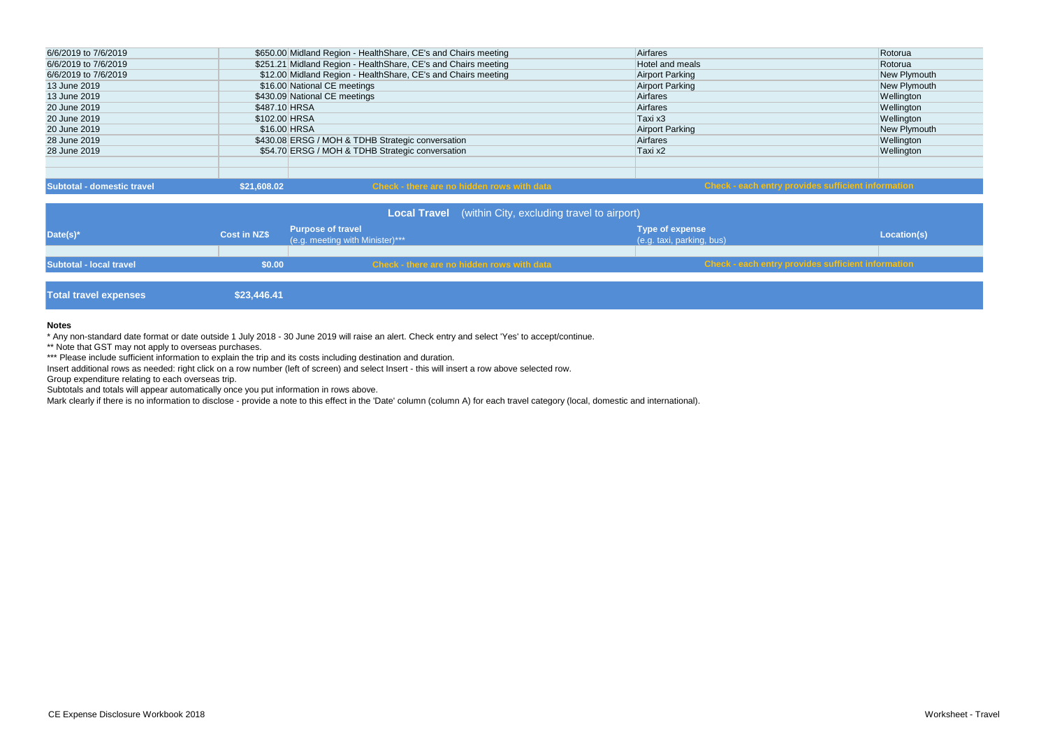| | | | | |
|---|---|---|---|---|
| 6/6/2019 to 7/6/2019 | $650.00 | Midland Region - HealthShare, CE's and Chairs meeting | Airfares | Rotorua |
| 6/6/2019 to 7/6/2019 | $251.21 | Midland Region - HealthShare, CE's and Chairs meeting | Hotel and meals | Rotorua |
| 6/6/2019 to 7/6/2019 | $12.00 | Midland Region - HealthShare, CE's and Chairs meeting | Airport Parking | New Plymouth |
| 13 June 2019 | $16.00 | National CE meetings | Airport Parking | New Plymouth |
| 13 June 2019 | $430.09 | National CE meetings | Airfares | Wellington |
| 20 June 2019 | $487.10 | HRSA | Airfares | Wellington |
| 20 June 2019 | $102.00 | HRSA | Taxi x3 | Wellington |
| 20 June 2019 | $16.00 | HRSA | Airport Parking | New Plymouth |
| 28 June 2019 | $430.08 | ERSG / MOH & TDHB Strategic conversation | Airfares | Wellington |
| 28 June 2019 | $54.70 | ERSG / MOH & TDHB Strategic conversation | Taxi x2 | Wellington |
| | | | | |
| | | | | |
| **Subtotal - domestic travel** | **$21,608.02** | **Check - there are no hidden rows with data** | **Check - each entry provides sufficient information** | |

**Local Travel** (within City, excluding travel to airport)

| Date(s)* | Cost in NZ$ | Purpose of travel (e.g. meeting with Minister)*** | Type of expense (e.g. taxi, parking, bus) | Location(s) |
|---|---|---|---|---|
| | | | | |
| **Subtotal - local travel** | **$0.00** | **Check - there are no hidden rows with data** | **Check - each entry provides sufficient information** | |

| | |
|---|---|
| **Total travel expenses** | **$23,446.41** |

**Notes**

* Any non-standard date format or date outside 1 July 2018 - 30 June 2019 will raise an alert. Check entry and select 'Yes' to accept/continue.

** Note that GST may not apply to overseas purchases.

*** Please include sufficient information to explain the trip and its costs including destination and duration.

Insert additional rows as needed: right click on a row number (left of screen) and select Insert - this will insert a row above selected row.

Group expenditure relating to each overseas trip.

Subtotals and totals will appear automatically once you put information in rows above.

Mark clearly if there is no information to disclose - provide a note to this effect in the 'Date' column (column A) for each travel category (local, domestic and international).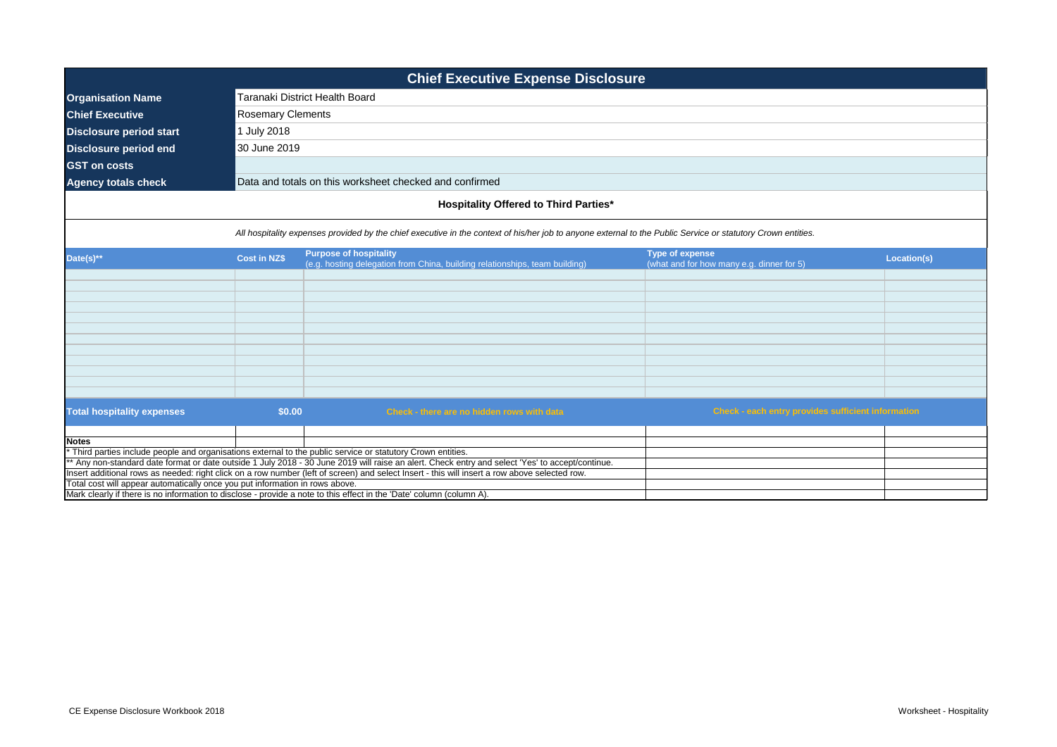# Chief Executive Expense Disclosure

| | |
|---|---|
| **Organisation Name** | Taranaki District Health Board |
| **Chief Executive** | Rosemary Clements |
| **Disclosure period start** | 1 July 2018 |
| **Disclosure period end** | 30 June 2019 |
| **GST on costs** | |
| **Agency totals check** | Data and totals on this worksheet checked and confirmed |

## Hospitality Offered to Third Parties*

*All hospitality expenses provided by the chief executive in the context of his/her job to anyone external to the Public Service or statutory Crown entities.*

| Date(s)** | Cost in NZ$ | Purpose of hospitality (e.g. hosting delegation from China, building relationships, team building) | Type of expense (what and for how many e.g. dinner for 5) | Location(s) |
|---|---|---|---|---|
| | | | | |
| **Total hospitality expenses** | **$0.00** | Check - there are no hidden rows with data | Check - each entry provides sufficient information | |

**Notes**

* Third parties include people and organisations external to the public service or statutory Crown entities.

** Any non-standard date format or date outside 1 July 2018 - 30 June 2019 will raise an alert. Check entry and select 'Yes' to accept/continue.

Insert additional rows as needed: right click on a row number (left of screen) and select Insert - this will insert a row above selected row.

Total cost will appear automatically once you put information in rows above.

Mark clearly if there is no information to disclose - provide a note to this effect in the 'Date' column (column A).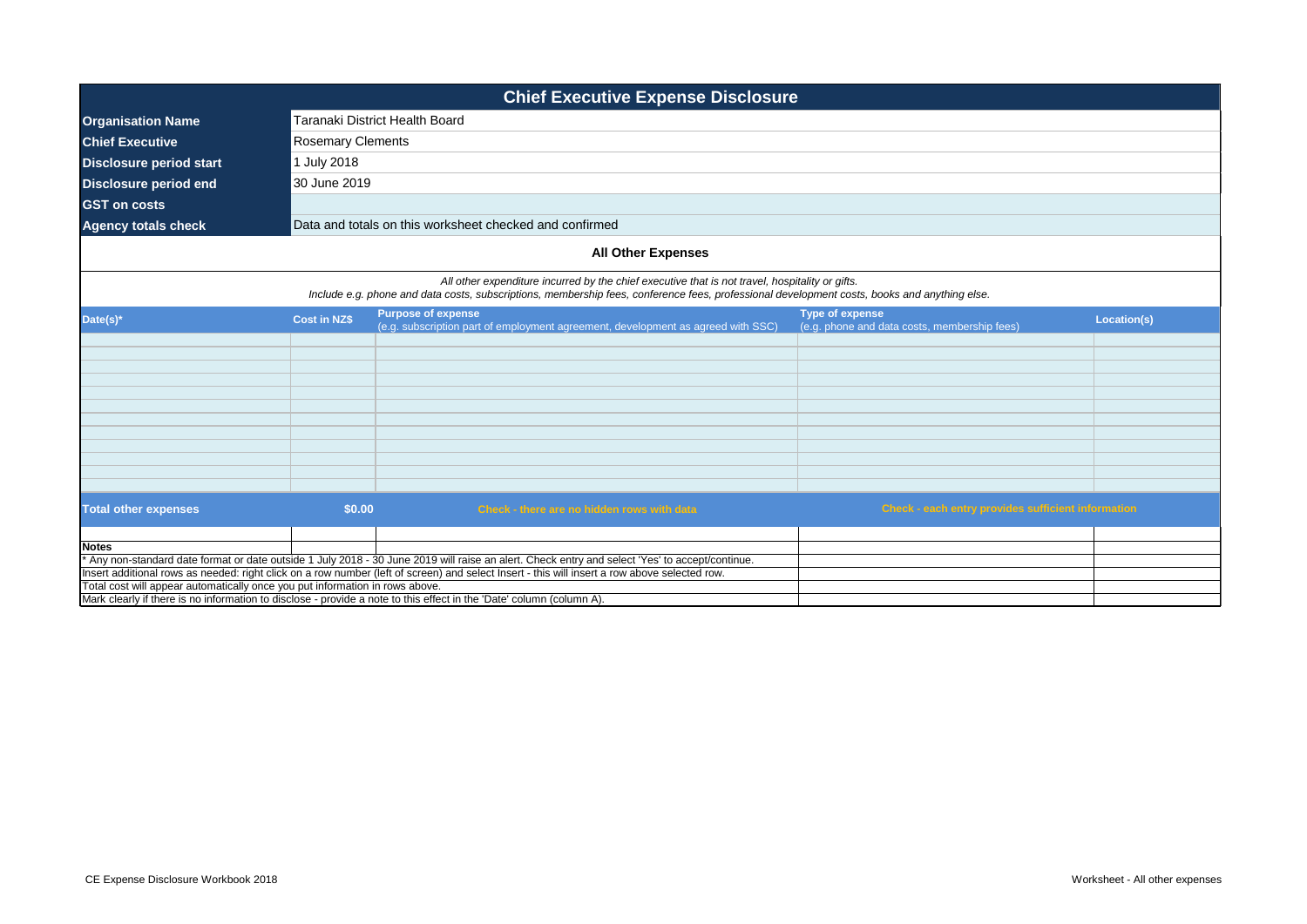# Chief Executive Expense Disclosure

| | |
|---|---|
| **Organisation Name** | Taranaki District Health Board |
| **Chief Executive** | Rosemary Clements |
| **Disclosure period start** | 1 July 2018 |
| **Disclosure period end** | 30 June 2019 |
| **GST on costs** | |
| **Agency totals check** | Data and totals on this worksheet checked and confirmed |

## All Other Expenses

*All other expenditure incurred by the chief executive that is not travel, hospitality or gifts.*
*Include e.g. phone and data costs, subscriptions, membership fees, conference fees, professional development costs, books and anything else.*

| Date(s)* | Cost in NZ$ | Purpose of expense (e.g. subscription part of employment agreement, development as agreed with SSC) | Type of expense (e.g. phone and data costs, membership fees) | Location(s) |
|---|---|---|---|---|
| | | | | |
| | | | | |
| | | | | |
| | | | | |
| | | | | |
| | | | | |
| | | | | |
| | | | | |
| | | | | |
| | | | | |
| | | | | |
| | | | | |
| **Total other expenses** | **$0.00** | Check - there are no hidden rows with data | Check - each entry provides sufficient information | |

**Notes**

\* Any non-standard date format or date outside 1 July 2018 - 30 June 2019 will raise an alert. Check entry and select 'Yes' to accept/continue.
Insert additional rows as needed: right click on a row number (left of screen) and select Insert - this will insert a row above selected row.
Total cost will appear automatically once you put information in rows above.
Mark clearly if there is no information to disclose - provide a note to this effect in the 'Date' column (column A).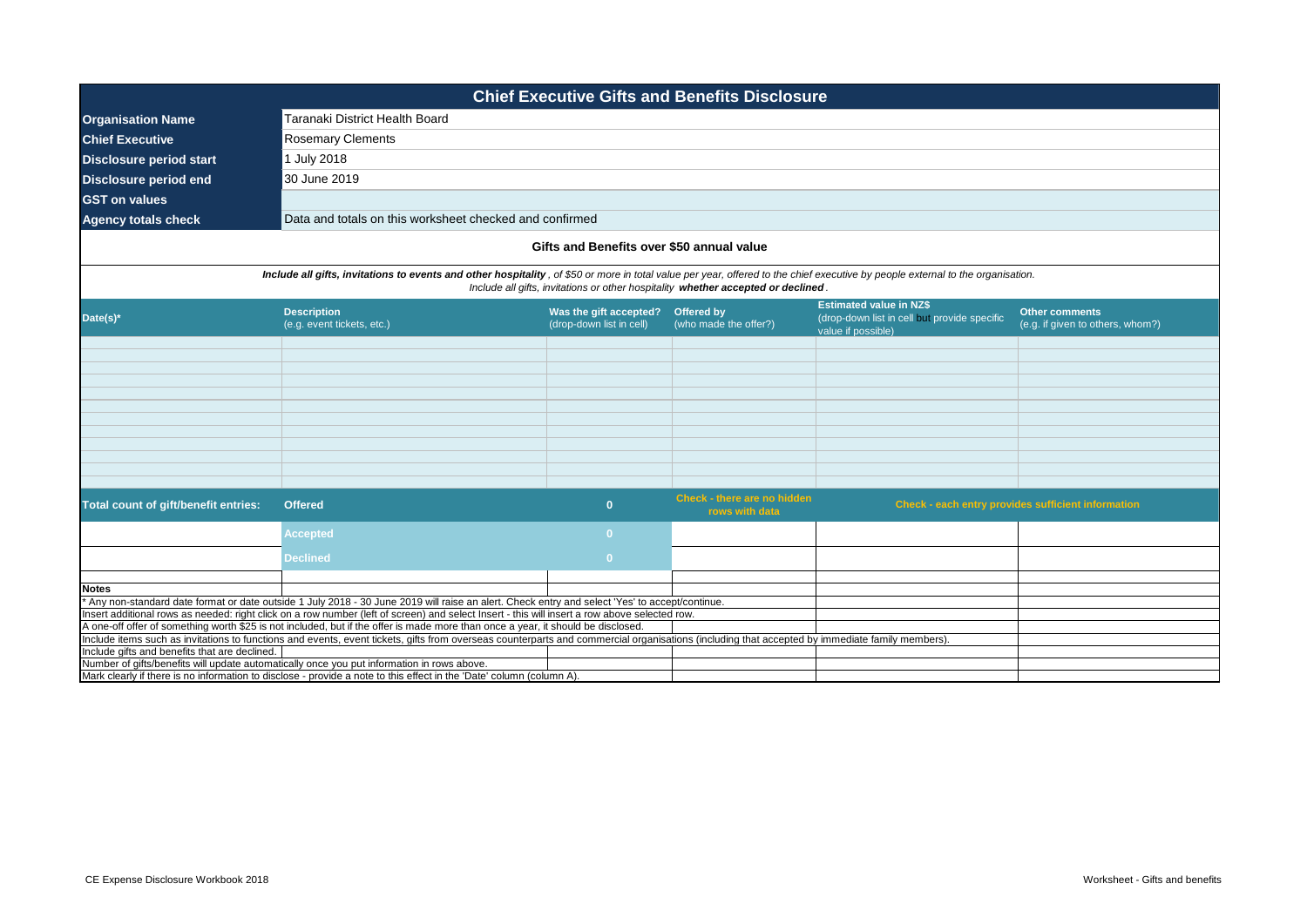# Chief Executive Gifts and Benefits Disclosure

| | |
|---|---|
| **Organisation Name** | Taranaki District Health Board |
| **Chief Executive** | Rosemary Clements |
| **Disclosure period start** | 1 July 2018 |
| **Disclosure period end** | 30 June 2019 |
| **GST on values** | |
| **Agency totals check** | Data and totals on this worksheet checked and confirmed |

## Gifts and Benefits over $50 annual value

***Include all gifts, invitations to events and other hospitality**, of $50 or more in total value per year, offered to the chief executive by people external to the organisation.*
*Include all gifts, invitations or other hospitality **whether accepted or declined**.*

| Date(s)* | Description (e.g. event tickets, etc.) | Was the gift accepted? (drop-down list in cell) | Offered by (who made the offer?) | Estimated value in NZ$ (drop-down list in cell but provide specific value if possible) | Other comments (e.g. if given to others, whom?) |
|---|---|---|---|---|---|
| | | | | | |
| | | | | | |
| | | | | | |
| | | | | | |
| | | | | | |
| | | | | | |
| | | | | | |
| | | | | | |
| | | | | | |
| | | | | | |
| | | | | | |
| | | | | | |
| **Total count of gift/benefit entries:** | **Offered** | **0** | Check - there are no hidden rows with data | Check - each entry provides sufficient information | |
| | **Accepted** | **0** | | | |
| | **Declined** | **0** | | | |

**Notes**

* Any non-standard date format or date outside 1 July 2018 - 30 June 2019 will raise an alert. Check entry and select 'Yes' to accept/continue.
Insert additional rows as needed: right click on a row number (left of screen) and select Insert - this will insert a row above selected row.
A one-off offer of something worth $25 is not included, but if the offer is made more than once a year, it should be disclosed.
Include items such as invitations to functions and events, event tickets, gifts from overseas counterparts and commercial organisations (including that accepted by immediate family members).
Include gifts and benefits that are declined.
Number of gifts/benefits will update automatically once you put information in rows above.
Mark clearly if there is no information to disclose - provide a note to this effect in the 'Date' column (column A).